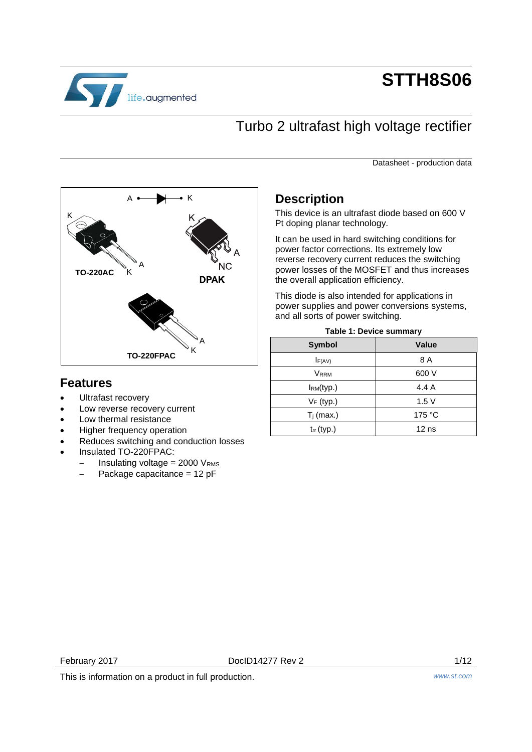# STTH8S06

## Turbo 2 ultrafast high voltage rectifier

Datasheet - production data

TO-220AC

DPAK

TO-220FPAC

## Features

- Ultrafast recovery
- Low reverse recovery current
- Low thermal resistance
- Higher frequency operation
- Reduces switching and conduction losses
- Insulated TO-220FPAC:
  - Insulating voltage = 2000 $V_{RMS}$
  - Package capacitance = 12 pF

## Description

This device is an ultrafast diode based on 600 V Pt doping planar technology.

It can be used in hard switching conditions for power factor corrections. Its extremely low reverse recovery current reduces the switching power losses of the MOSFET and thus increases the overall application efficiency.

This diode is also intended for applications in power supplies and power conversions systems, and all sorts of power switching.

**Table 1: Device summary**

| Symbol | Value |
|---|---|
| $I_{F(AV)}$ | 8 A |
| $V_{RRM}$ | 600 V |
| $I_{RM}$(typ.) | 4.4 A |
| $V_F$ (typ.) | 1.5 V |
| $T_j$ (max.) | 175 °C |
| $t_{rr}$ (typ.) | 12 ns |

February 2017 DocID14277 Rev 2

This is information on a product in full production.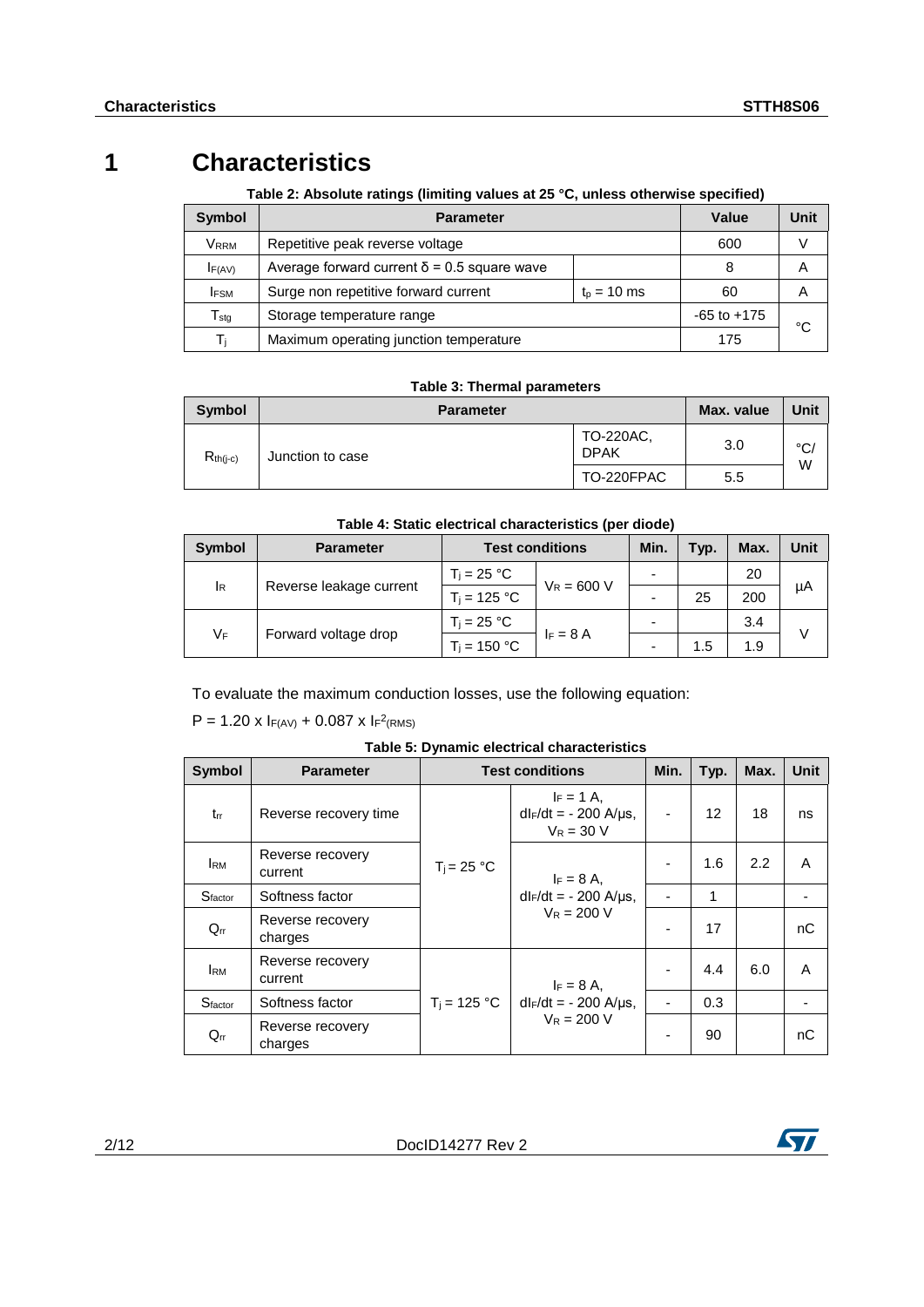# 1 Characteristics

**Table 2: Absolute ratings (limiting values at 25 °C, unless otherwise specified)**

| Symbol | Parameter | | Value | Unit |
|---|---|---|---|---|
| $V_{RRM}$ | Repetitive peak reverse voltage | | 600 | V |
| $I_{F(AV)}$ | Average forward current δ = 0.5 square wave | | 8 | A |
| $I_{FSM}$ | Surge non repetitive forward current | $t_p$ = 10 ms | 60 | A |
| $T_{stg}$ | Storage temperature range | | -65 to +175 | °C |
| $T_j$ | Maximum operating junction temperature | | 175 | °C |

**Table 3: Thermal parameters**

| Symbol | Parameter | | Max. value | Unit |
|---|---|---|---|---|
| $R_{th(j-c)}$ | Junction to case | TO-220AC, DPAK | 3.0 | °C/W |
| | | TO-220FPAC | 5.5 | |

**Table 4: Static electrical characteristics (per diode)**

| Symbol | Parameter | Test conditions | | Min. | Typ. | Max. | Unit |
|---|---|---|---|---|---|---|---|
| $I_R$ | Reverse leakage current | $T_j$ = 25 °C | $V_R$ = 600 V | - | | 20 | µA |
| | | $T_j$ = 125 °C | | - | 25 | 200 | |
| $V_F$ | Forward voltage drop | $T_j$ = 25 °C | $I_F$ = 8 A | - | | 3.4 | V |
| | | $T_j$ = 150 °C | | - | 1.5 | 1.9 | |

To evaluate the maximum conduction losses, use the following equation:

$P = 1.20 \times I_{F(AV)} + 0.087 \times I_F{}^2{}_{(RMS)}$

**Table 5: Dynamic electrical characteristics**

| Symbol | Parameter | Test conditions | | Min. | Typ. | Max. | Unit |
|---|---|---|---|---|---|---|---|
| $t_{rr}$ | Reverse recovery time | $T_j$ = 25 °C | $I_F$ = 1 A, $dI_F/dt$ = - 200 A/µs, $V_R$ = 30 V | - | 12 | 18 | ns |
| $I_{RM}$ | Reverse recovery current | | $I_F$ = 8 A, $dI_F/dt$ = - 200 A/µs, $V_R$ = 200 V | - | 1.6 | 2.2 | A |
| $S_{factor}$ | Softness factor | | | - | 1 | | - |
| $Q_{rr}$ | Reverse recovery charges | | | - | 17 | | nC |
| $I_{RM}$ | Reverse recovery current | $T_j$ = 125 °C | $I_F$ = 8 A, $dI_F/dt$ = - 200 A/µs, $V_R$ = 200 V | - | 4.4 | 6.0 | A |
| $S_{factor}$ | Softness factor | | | - | 0.3 | | - |
| $Q_{rr}$ | Reverse recovery charges | | | - | 90 | | nC |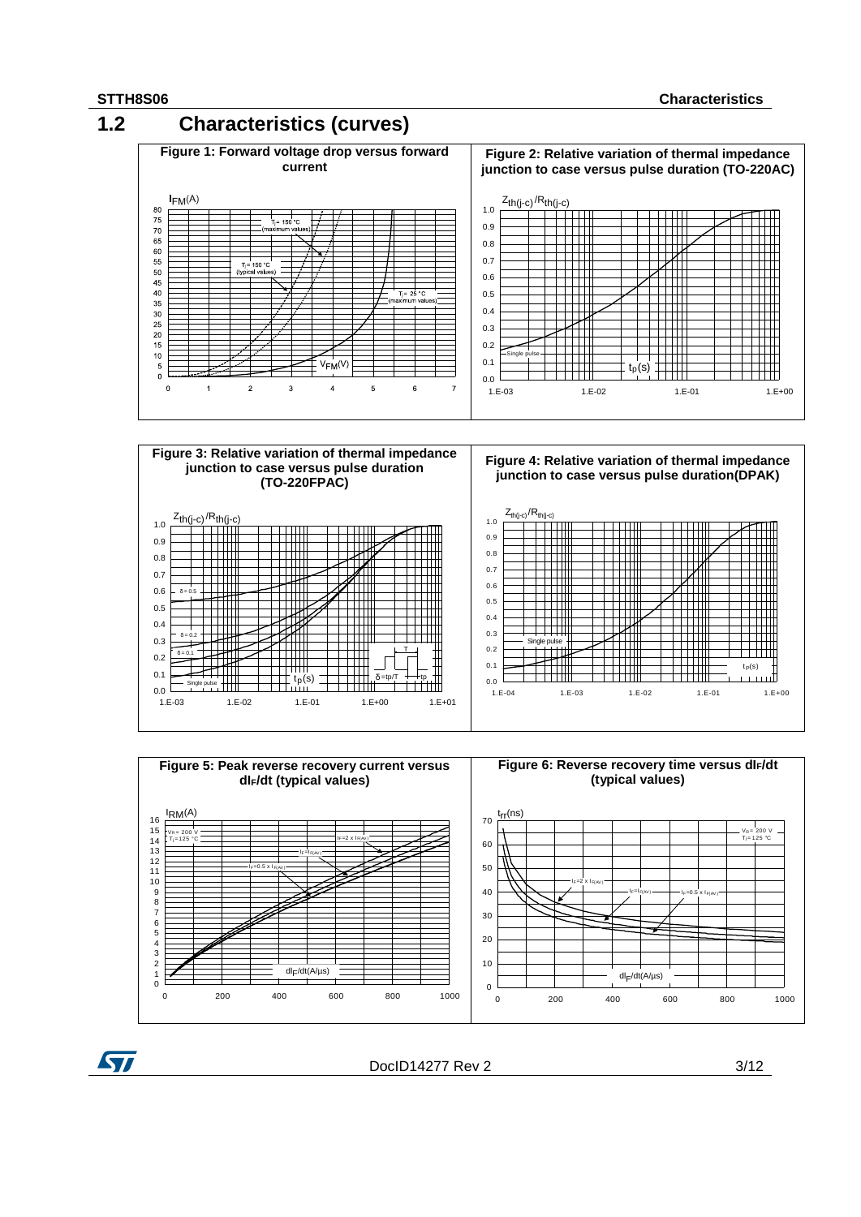## 1.2 Characteristics (curves)

**Figure 1: Forward voltage drop versus forward current**

$I_{FM}$(A)

$T_j$ = 150 °C (maximum values)

$T_j$ = 150 °C (typical values)

$T_j$ = 25 °C (maximum values)

$V_{FM}$(V)

**Figure 2: Relative variation of thermal impedance junction to case versus pulse duration (TO-220AC)**

$Z_{th(j-c)}/R_{th(j-c)}$

Single pulse

$t_p$(s)

**Figure 3: Relative variation of thermal impedance junction to case versus pulse duration (TO-220FPAC)**

$Z_{th(j-c)}/R_{th(j-c)}$

δ = 0.5

δ = 0.2

δ = 0.1

Single pulse

$t_p$(s)

δ=tp/T

**Figure 4: Relative variation of thermal impedance junction to case versus pulse duration(DPAK)**

$Z_{th(j-c)}/R_{th(j-c)}$

Single pulse

$t_p$(s)

**Figure 5: Peak reverse recovery current versus $dI_F/dt$ (typical values)**

$I_{RM}$(A)

$V_R$ = 200 V
$T_j$=125 °C

$I_F$=2 x $I_{F(AV)}$

$I_F$=$I_{F(AV)}$

$I_F$=0.5 x $I_{F(AV)}$

$dI_F/dt$(A/µs)

**Figure 6: Reverse recovery time versus $dI_F/dt$ (typical values)**

$t_{rr}$(ns)

$V_R$ = 200 V
$T_j$=125 °C

$I_F$=2 x $I_{F(AV)}$

$I_F$=$I_{F(AV)}$

$I_F$=0.5 x $I_{F(AV)}$

$dI_F/dt$(A/µs)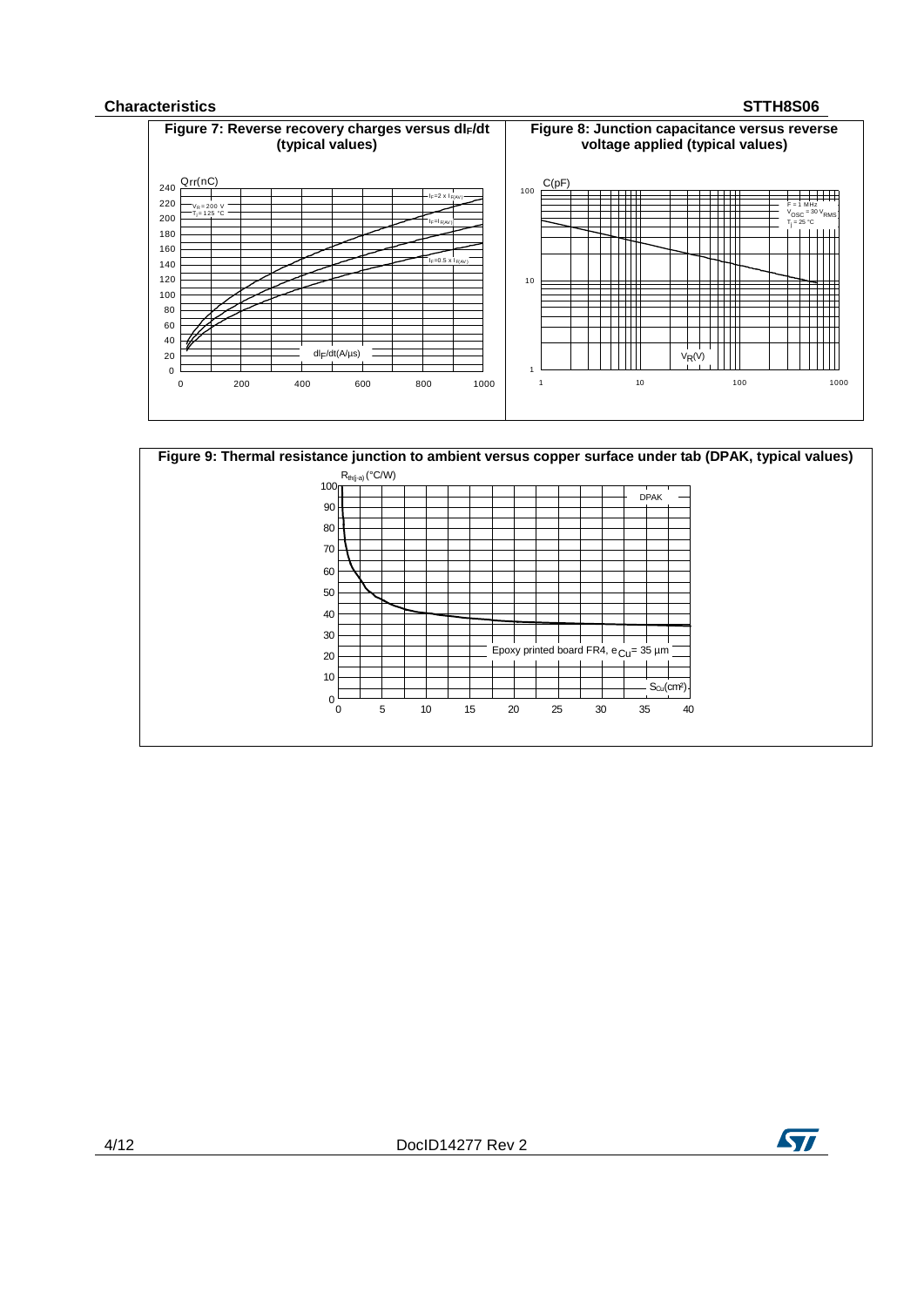**Figure 7: Reverse recovery charges versus $dI_F/dt$ (typical values)**

**Figure 8: Junction capacitance versus reverse voltage applied (typical values)**

**Figure 9: Thermal resistance junction to ambient versus copper surface under tab (DPAK, typical values)**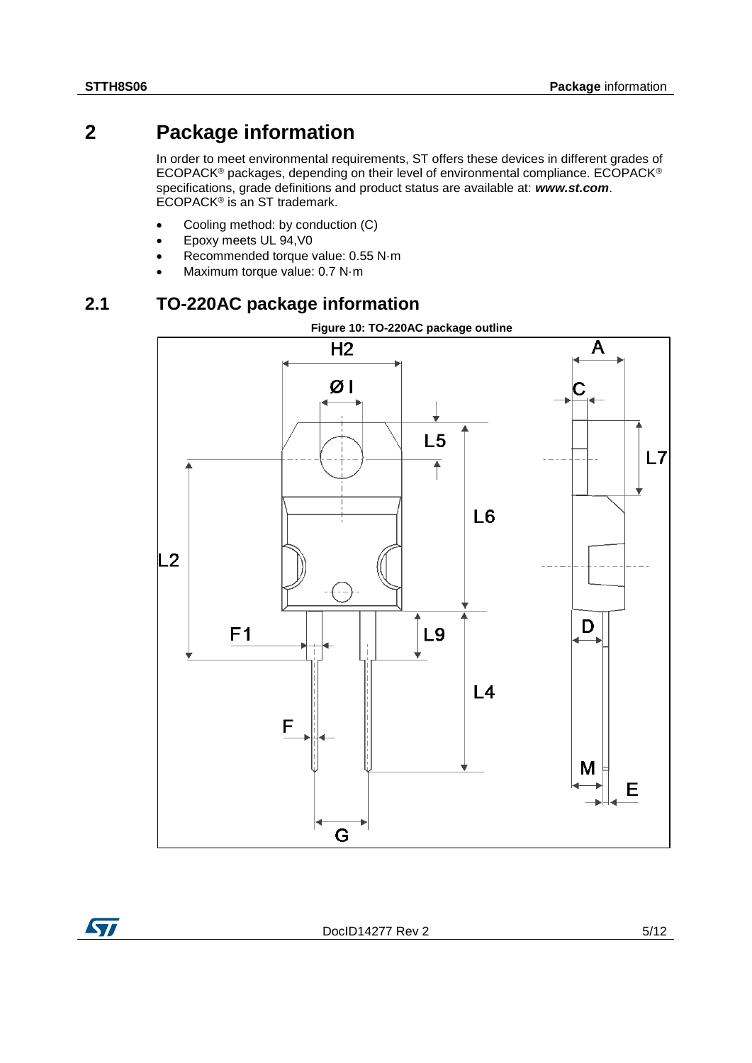# 2 Package information

In order to meet environmental requirements, ST offers these devices in different grades of ECOPACK® packages, depending on their level of environmental compliance. ECOPACK® specifications, grade definitions and product status are available at: ***www.st.com***. ECOPACK® is an ST trademark.

- Cooling method: by conduction (C)
- Epoxy meets UL 94,V0
- Recommended torque value: 0.55 N·m
- Maximum torque value: 0.7 N·m

## 2.1 TO-220AC package information

**Figure 10: TO-220AC package outline**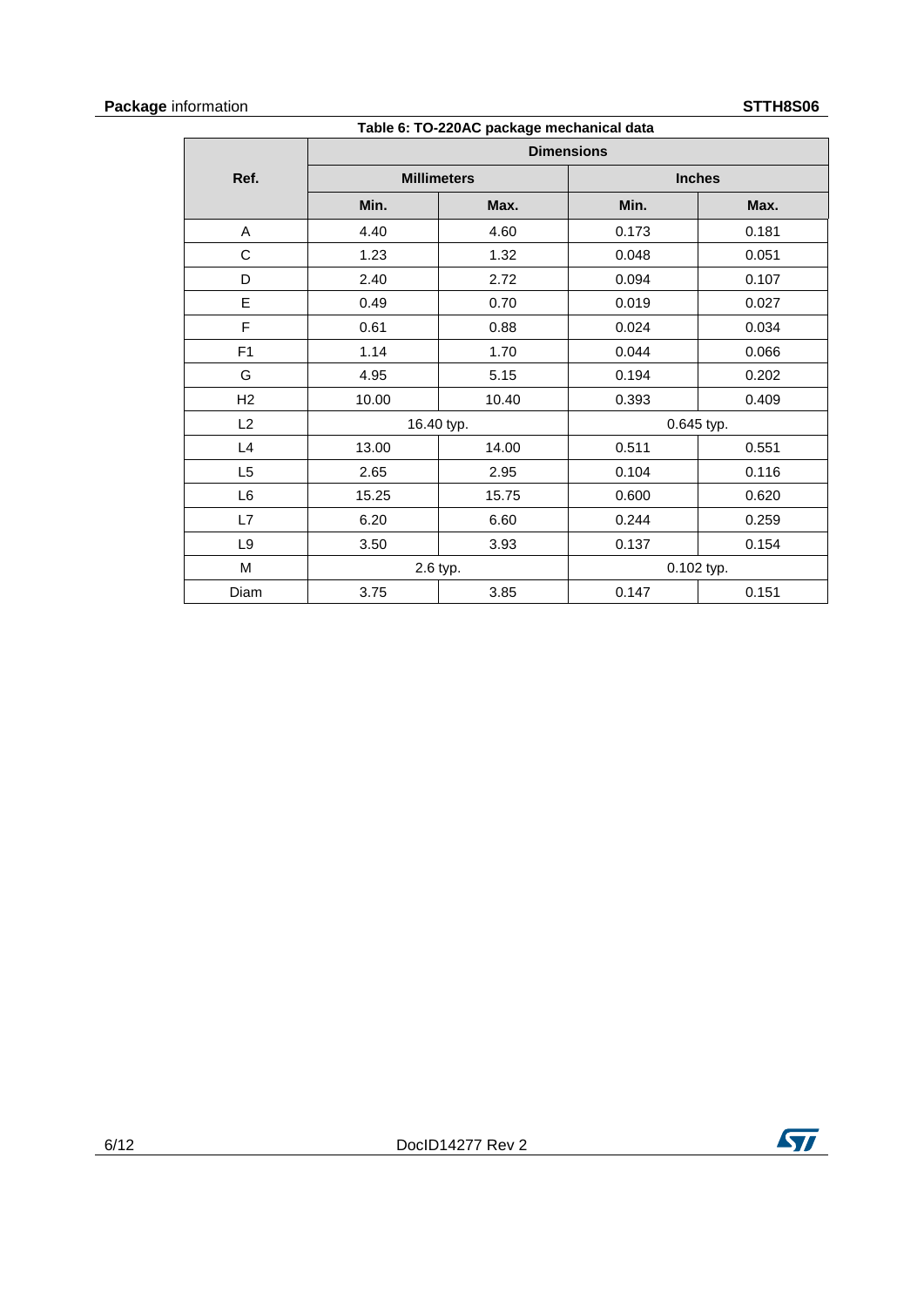Table 6: TO-220AC package mechanical data

| Ref. | Dimensions | | | |
|---|---|---|---|---|
| | Millimeters | | Inches | |
| | Min. | Max. | Min. | Max. |
| A | 4.40 | 4.60 | 0.173 | 0.181 |
| C | 1.23 | 1.32 | 0.048 | 0.051 |
| D | 2.40 | 2.72 | 0.094 | 0.107 |
| E | 0.49 | 0.70 | 0.019 | 0.027 |
| F | 0.61 | 0.88 | 0.024 | 0.034 |
| F1 | 1.14 | 1.70 | 0.044 | 0.066 |
| G | 4.95 | 5.15 | 0.194 | 0.202 |
| H2 | 10.00 | 10.40 | 0.393 | 0.409 |
| L2 | 16.40 typ. | | 0.645 typ. | |
| L4 | 13.00 | 14.00 | 0.511 | 0.551 |
| L5 | 2.65 | 2.95 | 0.104 | 0.116 |
| L6 | 15.25 | 15.75 | 0.600 | 0.620 |
| L7 | 6.20 | 6.60 | 0.244 | 0.259 |
| L9 | 3.50 | 3.93 | 0.137 | 0.154 |
| M | 2.6 typ. | | 0.102 typ. | |
| Diam | 3.75 | 3.85 | 0.147 | 0.151 |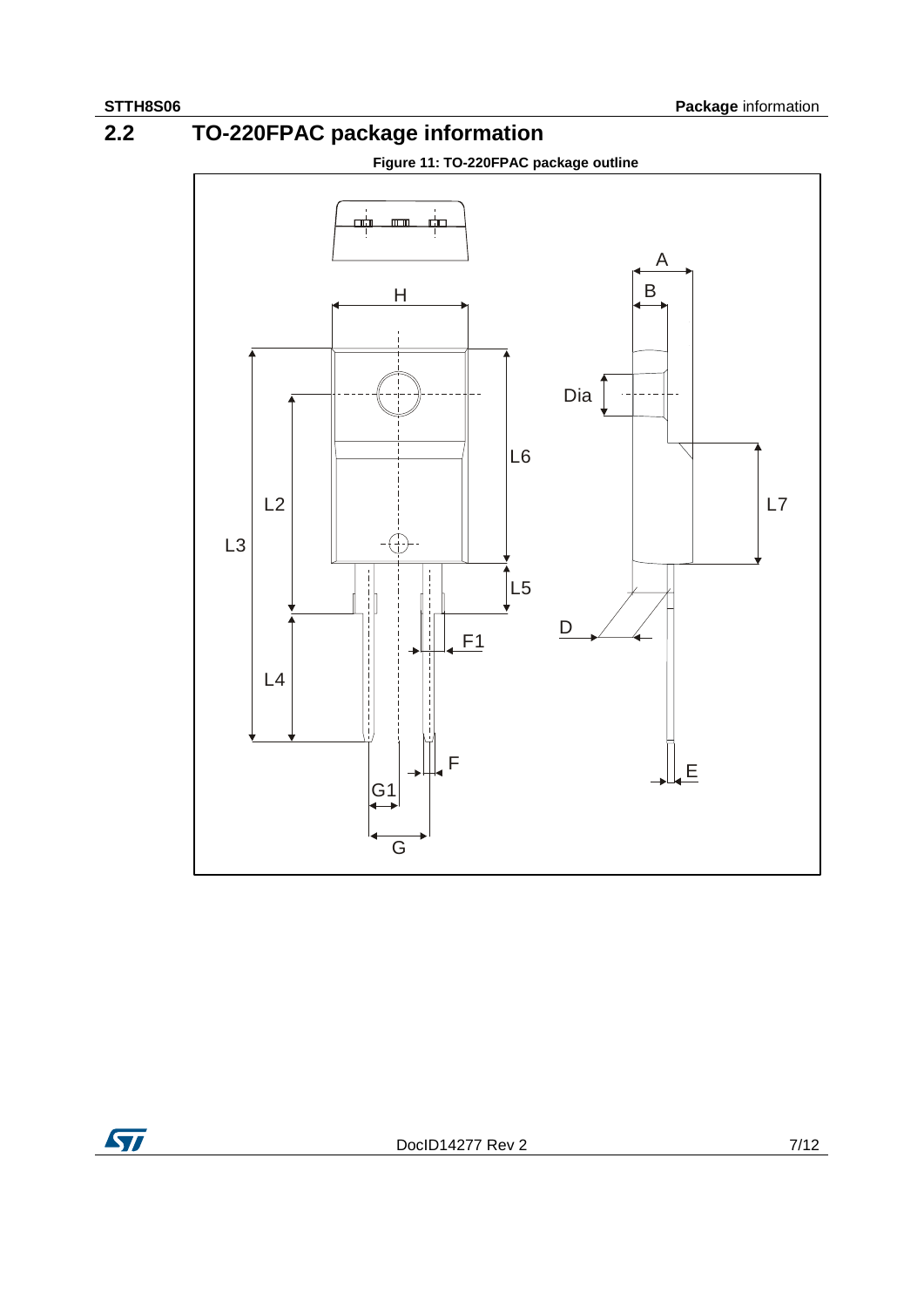## 2.2 TO-220FPAC package information

**Figure 11: TO-220FPAC package outline**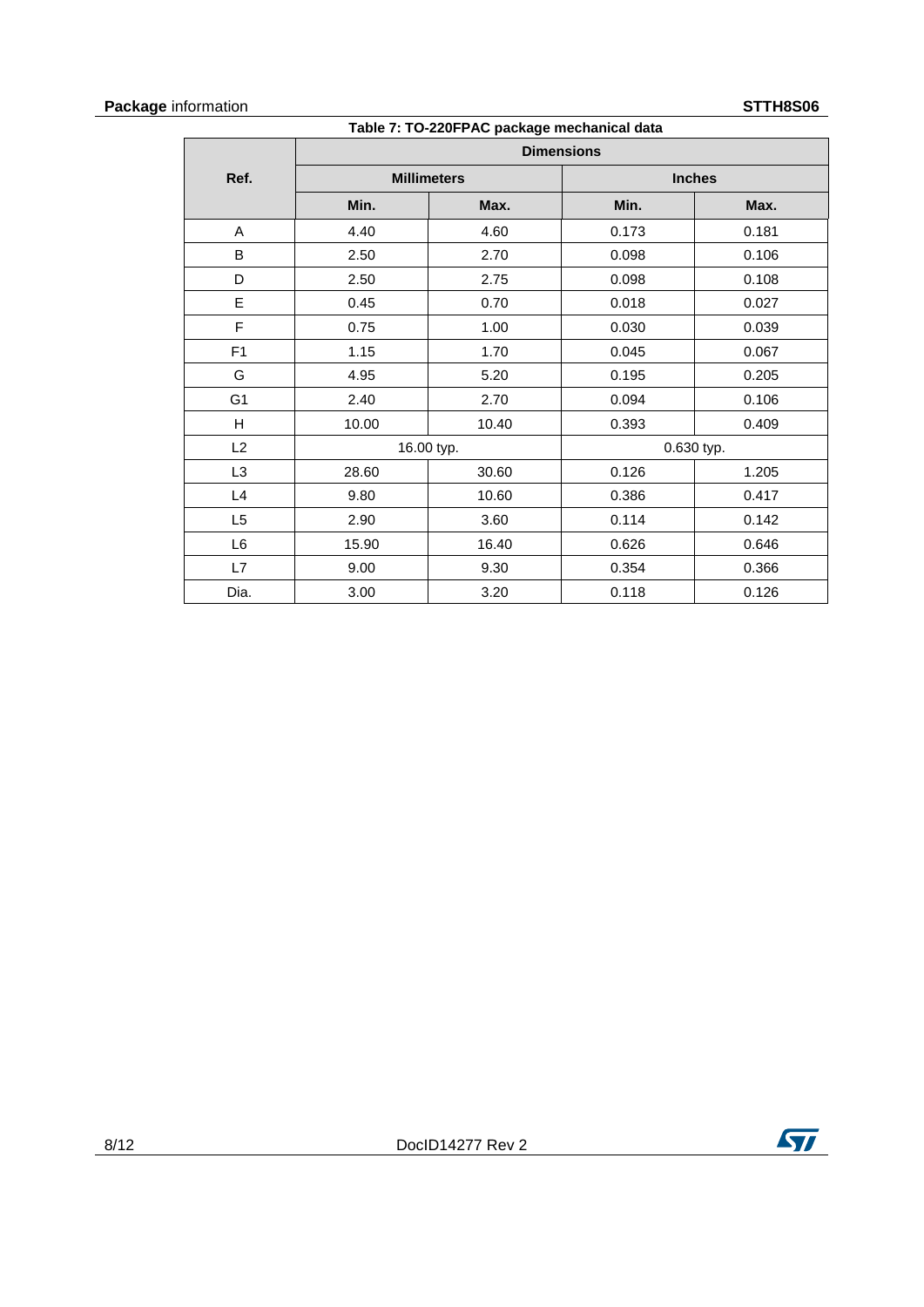**Table 7: TO-220FPAC package mechanical data**

| Ref. | Dimensions | | | |
|---|---|---|---|---|
| | Millimeters | | Inches | |
| | Min. | Max. | Min. | Max. |
| A | 4.40 | 4.60 | 0.173 | 0.181 |
| B | 2.50 | 2.70 | 0.098 | 0.106 |
| D | 2.50 | 2.75 | 0.098 | 0.108 |
| E | 0.45 | 0.70 | 0.018 | 0.027 |
| F | 0.75 | 1.00 | 0.030 | 0.039 |
| F1 | 1.15 | 1.70 | 0.045 | 0.067 |
| G | 4.95 | 5.20 | 0.195 | 0.205 |
| G1 | 2.40 | 2.70 | 0.094 | 0.106 |
| H | 10.00 | 10.40 | 0.393 | 0.409 |
| L2 | 16.00 typ. | | 0.630 typ. | |
| L3 | 28.60 | 30.60 | 0.126 | 1.205 |
| L4 | 9.80 | 10.60 | 0.386 | 0.417 |
| L5 | 2.90 | 3.60 | 0.114 | 0.142 |
| L6 | 15.90 | 16.40 | 0.626 | 0.646 |
| L7 | 9.00 | 9.30 | 0.354 | 0.366 |
| Dia. | 3.00 | 3.20 | 0.118 | 0.126 |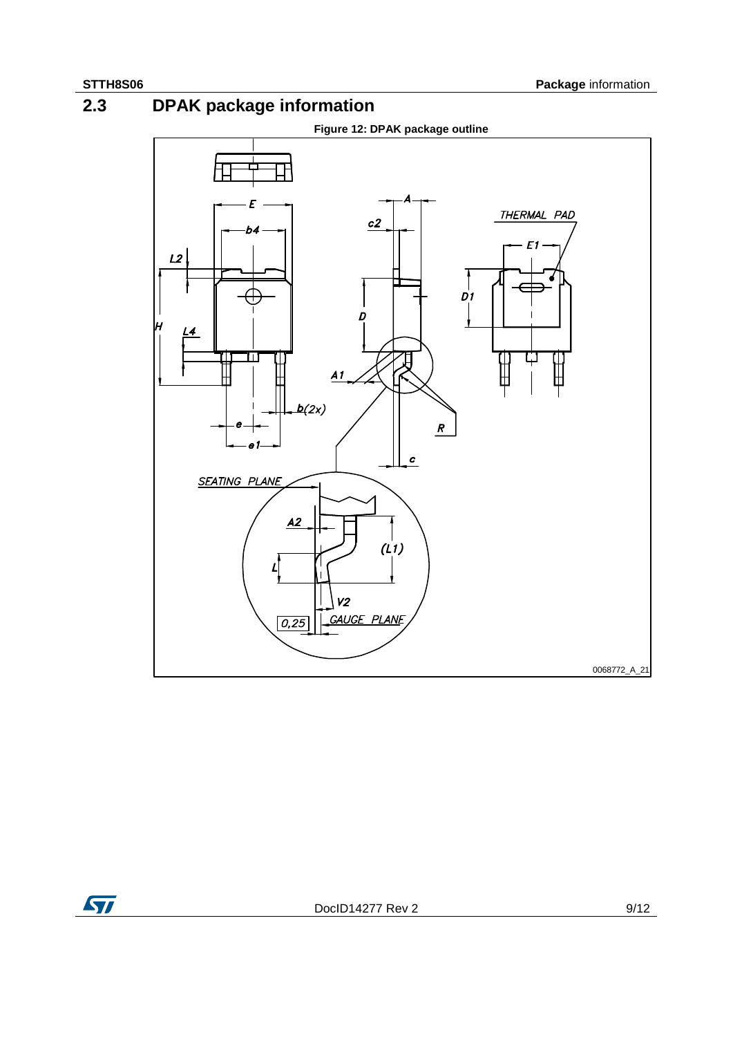## 2.3 DPAK package information

Figure 12: DPAK package outline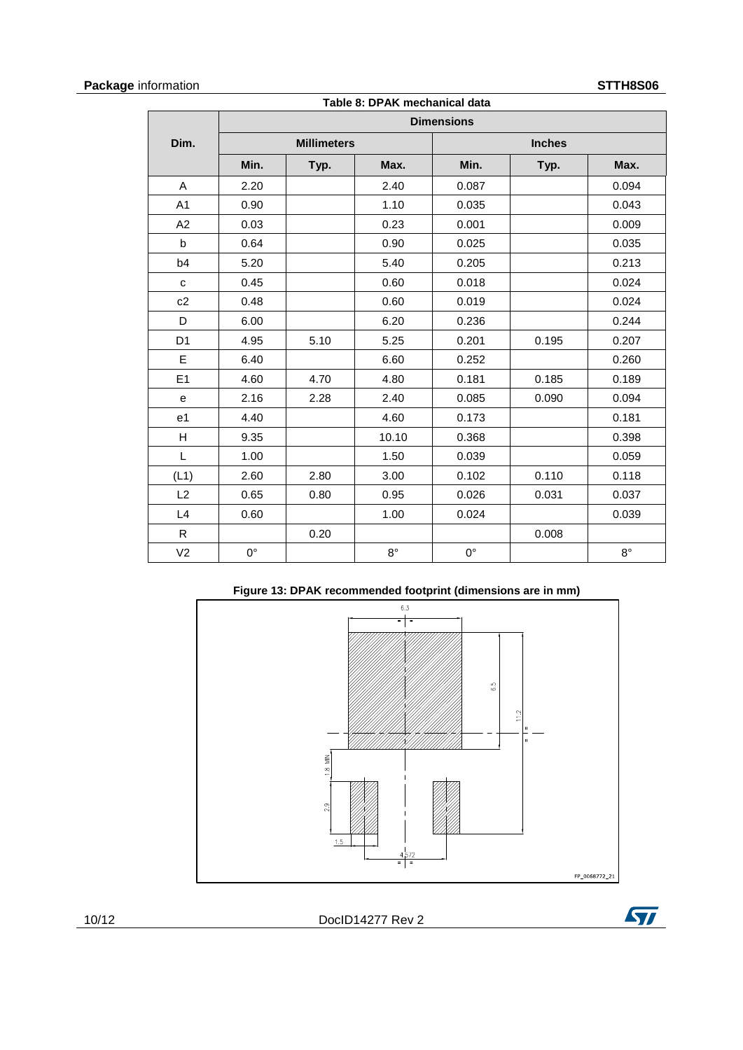Table 8: DPAK mechanical data

| Dim. | Dimensions | | | | | |
|---|---|---|---|---|---|---|
| | Millimeters | | | Inches | | |
| | Min. | Typ. | Max. | Min. | Typ. | Max. |
| A | 2.20 | | 2.40 | 0.087 | | 0.094 |
| A1 | 0.90 | | 1.10 | 0.035 | | 0.043 |
| A2 | 0.03 | | 0.23 | 0.001 | | 0.009 |
| b | 0.64 | | 0.90 | 0.025 | | 0.035 |
| b4 | 5.20 | | 5.40 | 0.205 | | 0.213 |
| c | 0.45 | | 0.60 | 0.018 | | 0.024 |
| c2 | 0.48 | | 0.60 | 0.019 | | 0.024 |
| D | 6.00 | | 6.20 | 0.236 | | 0.244 |
| D1 | 4.95 | 5.10 | 5.25 | 0.201 | 0.195 | 0.207 |
| E | 6.40 | | 6.60 | 0.252 | | 0.260 |
| E1 | 4.60 | 4.70 | 4.80 | 0.181 | 0.185 | 0.189 |
| e | 2.16 | 2.28 | 2.40 | 0.085 | 0.090 | 0.094 |
| e1 | 4.40 | | 4.60 | 0.173 | | 0.181 |
| H | 9.35 | | 10.10 | 0.368 | | 0.398 |
| L | 1.00 | | 1.50 | 0.039 | | 0.059 |
| (L1) | 2.60 | 2.80 | 3.00 | 0.102 | 0.110 | 0.118 |
| L2 | 0.65 | 0.80 | 0.95 | 0.026 | 0.031 | 0.037 |
| L4 | 0.60 | | 1.00 | 0.024 | | 0.039 |
| R | | 0.20 | | | 0.008 | |
| V2 | 0° | | 8° | 0° | | 8° |

Figure 13: DPAK recommended footprint (dimensions are in mm)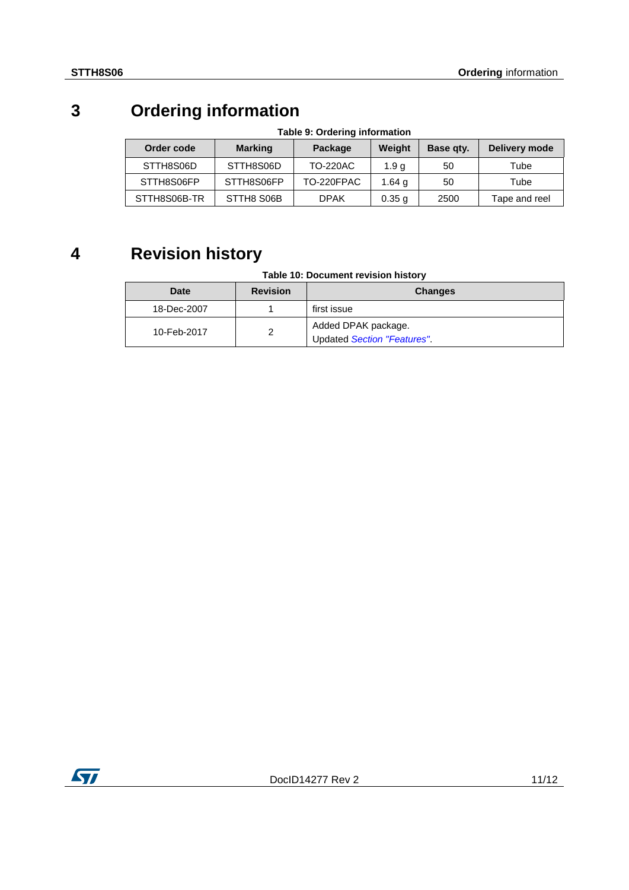# 3 Ordering information

**Table 9: Ordering information**

| Order code | Marking | Package | Weight | Base qty. | Delivery mode |
|---|---|---|---|---|---|
| STTH8S06D | STTH8S06D | TO-220AC | 1.9 g | 50 | Tube |
| STTH8S06FP | STTH8S06FP | TO-220FPAC | 1.64 g | 50 | Tube |
| STTH8S06B-TR | STTH8 S06B | DPAK | 0.35 g | 2500 | Tape and reel |

# 4 Revision history

**Table 10: Document revision history**

| Date | Revision | Changes |
|---|---|---|
| 18-Dec-2007 | 1 | first issue |
| 10-Feb-2017 | 2 | Added DPAK package.<br>Updated *Section "Features"*. |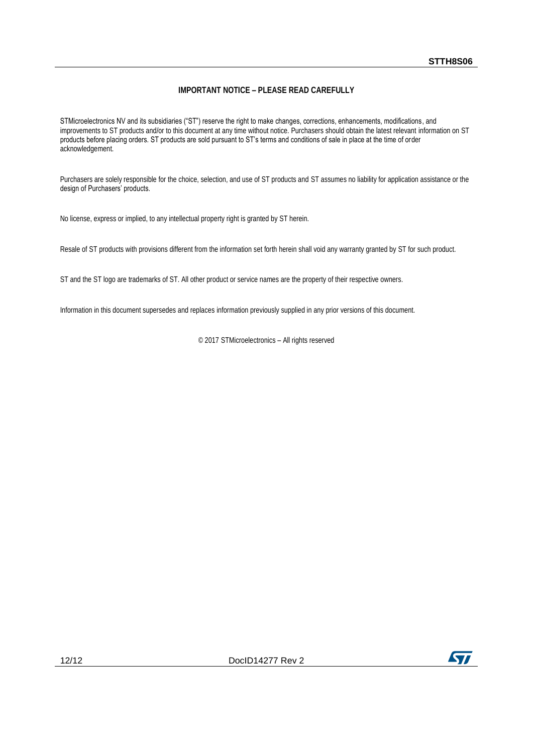## IMPORTANT NOTICE – PLEASE READ CAREFULLY

STMicroelectronics NV and its subsidiaries ("ST") reserve the right to make changes, corrections, enhancements, modifications, and improvements to ST products and/or to this document at any time without notice. Purchasers should obtain the latest relevant information on ST products before placing orders. ST products are sold pursuant to ST's terms and conditions of sale in place at the time of order acknowledgement.

Purchasers are solely responsible for the choice, selection, and use of ST products and ST assumes no liability for application assistance or the design of Purchasers' products.

No license, express or implied, to any intellectual property right is granted by ST herein.

Resale of ST products with provisions different from the information set forth herein shall void any warranty granted by ST for such product.

ST and the ST logo are trademarks of ST. All other product or service names are the property of their respective owners.

Information in this document supersedes and replaces information previously supplied in any prior versions of this document.

© 2017 STMicroelectronics – All rights reserved